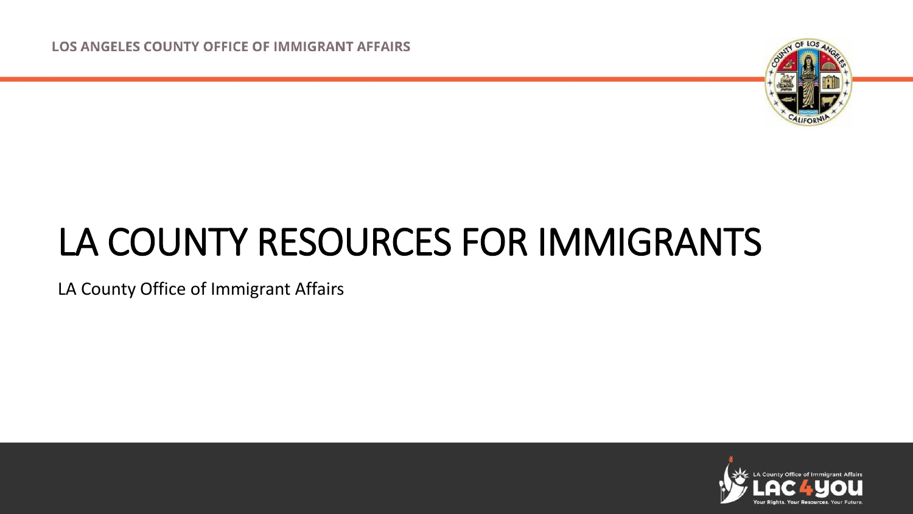LOS ANGELES COUNTY OFFICE OF IMMIGRANT AFFAIRS

# LA COUNTY RESOURCES FOR IMMIGRANTS

LA County Office of Immigrant Affairs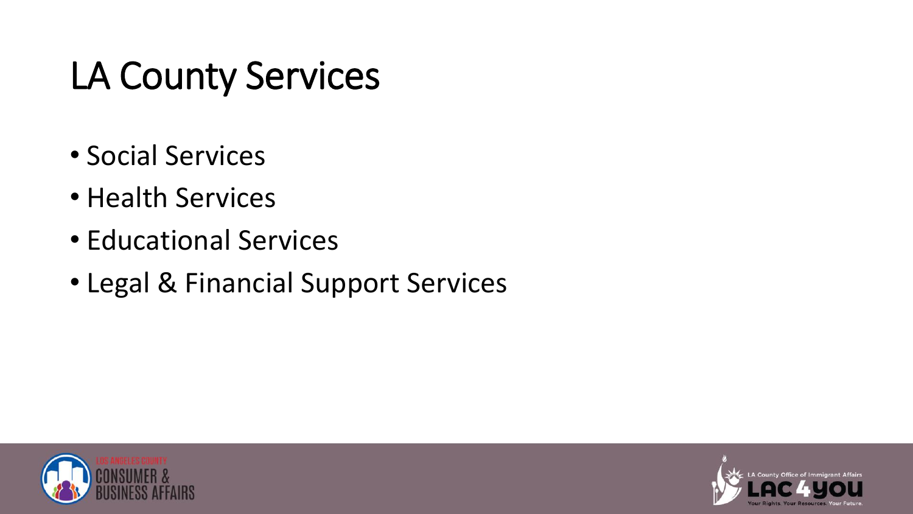# LA County Services

- Social Services
- Health Services
- Educational Services
- Legal & Financial Support Services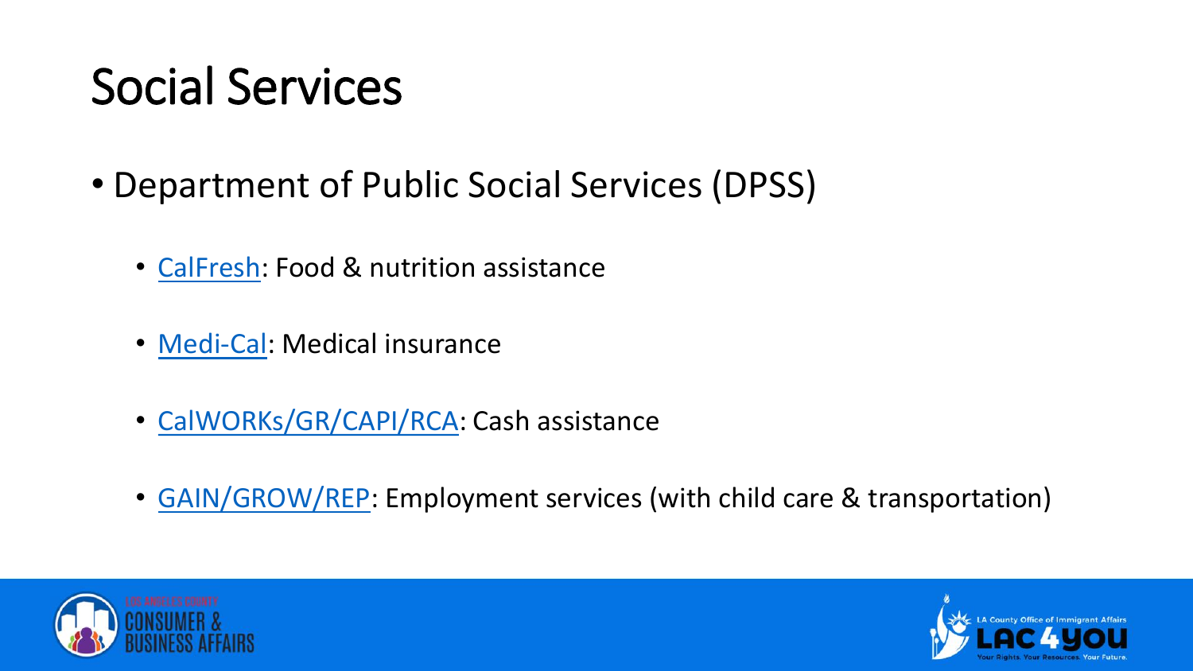# Social Services

- Department of Public Social Services (DPSS)
  - CalFresh: Food & nutrition assistance
  - Medi-Cal: Medical insurance
  - CalWORKs/GR/CAPI/RCA: Cash assistance
  - GAIN/GROW/REP: Employment services (with child care & transportation)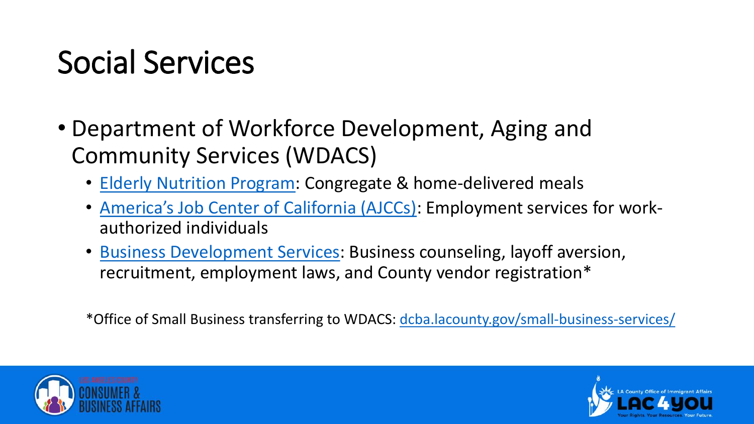# Social Services

- Department of Workforce Development, Aging and Community Services (WDACS)
  - Elderly Nutrition Program: Congregate & home-delivered meals
  - America's Job Center of California (AJCCs): Employment services for work-authorized individuals
  - Business Development Services: Business counseling, layoff aversion, recruitment, employment laws, and County vendor registration*

*Office of Small Business transferring to WDACS: dcba.lacounty.gov/small-business-services/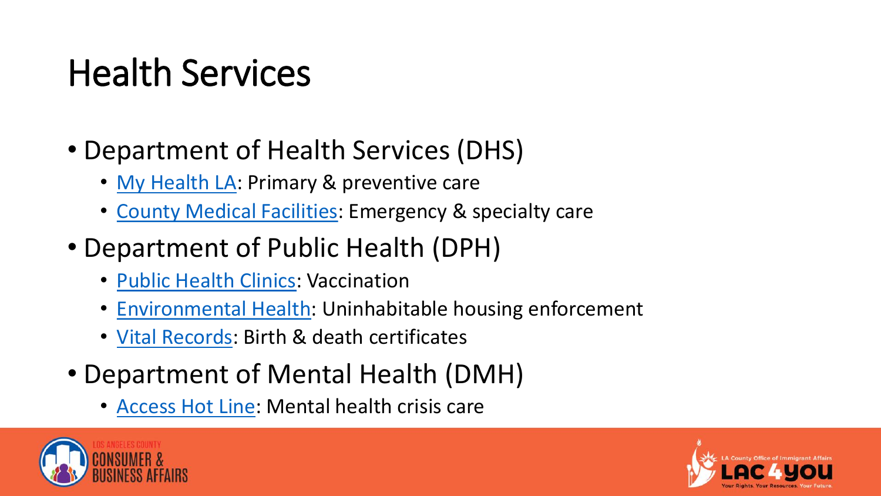# Health Services

- Department of Health Services (DHS)
  - My Health LA: Primary & preventive care
  - County Medical Facilities: Emergency & specialty care
- Department of Public Health (DPH)
  - Public Health Clinics: Vaccination
  - Environmental Health: Uninhabitable housing enforcement
  - Vital Records: Birth & death certificates
- Department of Mental Health (DMH)
  - Access Hot Line: Mental health crisis care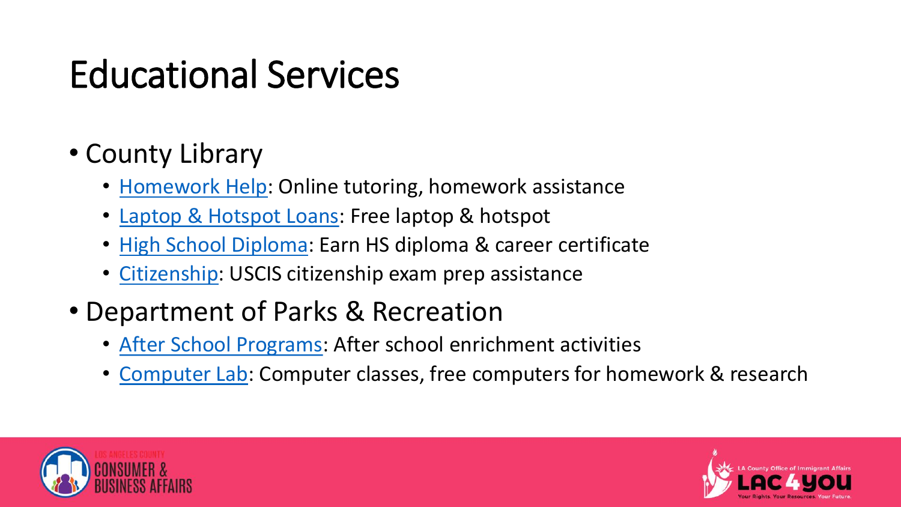# Educational Services

- County Library
  - Homework Help: Online tutoring, homework assistance
  - Laptop & Hotspot Loans: Free laptop & hotspot
  - High School Diploma: Earn HS diploma & career certificate
  - Citizenship: USCIS citizenship exam prep assistance
- Department of Parks & Recreation
  - After School Programs: After school enrichment activities
  - Computer Lab: Computer classes, free computers for homework & research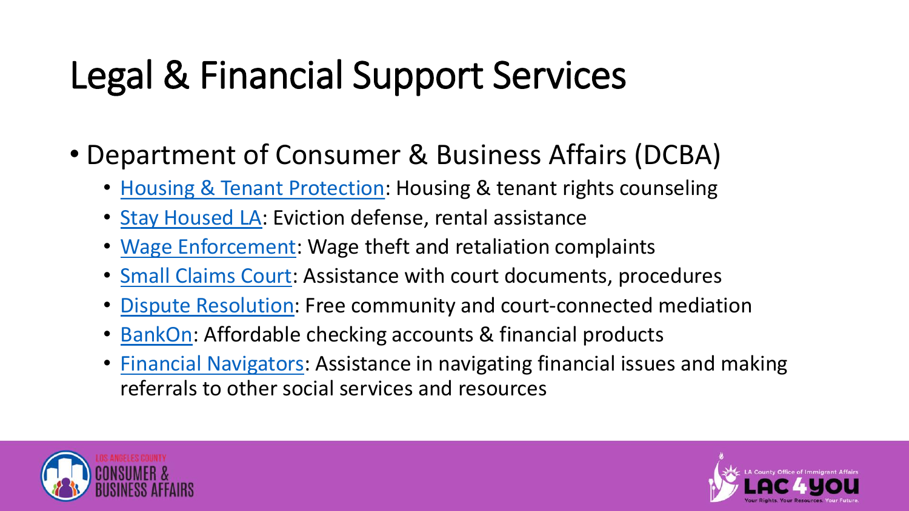# Legal & Financial Support Services

- Department of Consumer & Business Affairs (DCBA)
  - Housing & Tenant Protection: Housing & tenant rights counseling
  - Stay Housed LA: Eviction defense, rental assistance
  - Wage Enforcement: Wage theft and retaliation complaints
  - Small Claims Court: Assistance with court documents, procedures
  - Dispute Resolution: Free community and court-connected mediation
  - BankOn: Affordable checking accounts & financial products
  - Financial Navigators: Assistance in navigating financial issues and making referrals to other social services and resources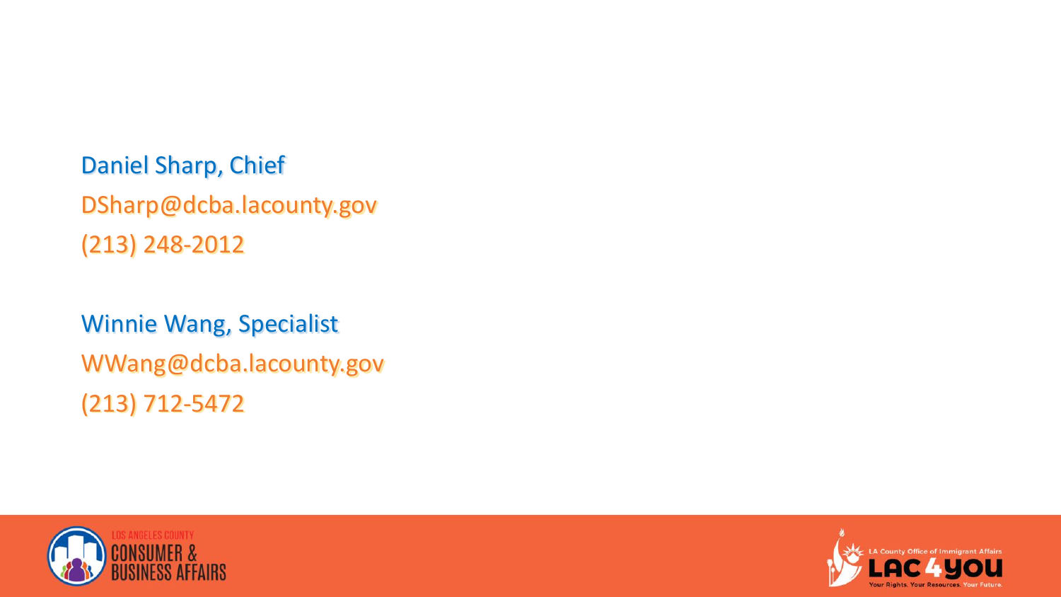Daniel Sharp, Chief

DSharp@dcba.lacounty.gov

(213) 248-2012

Winnie Wang, Specialist

WWang@dcba.lacounty.gov

(213) 712-5472

LOS ANGELES COUNTY
CONSUMER & BUSINESS AFFAIRS

LA County Office of Immigrant Affairs
LAC 4 YOU
Your Rights. Your Resources. Your Future.